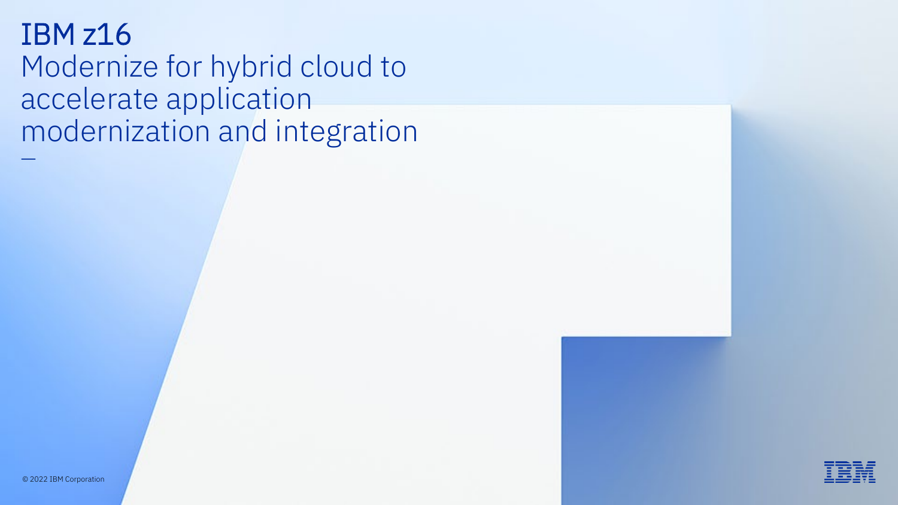# IBM z16

## Modernize for hybrid cloud to accelerate application modernization and integration

—

© 2022 IBM Corporation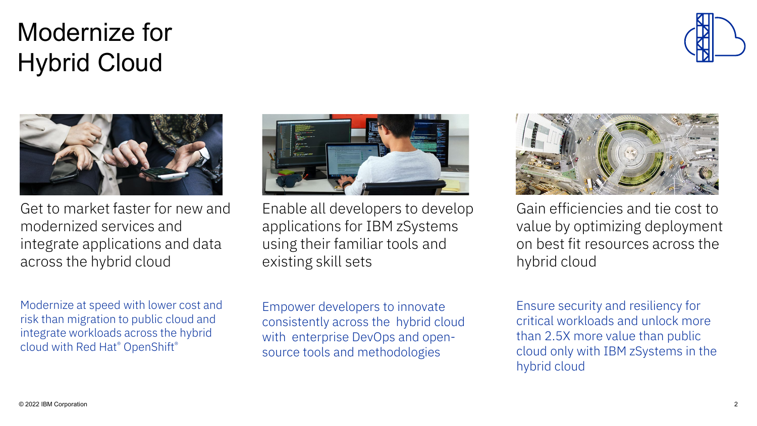# Modernize for Hybrid Cloud

Get to market faster for new and modernized services and integrate applications and data across the hybrid cloud

Modernize at speed with lower cost and risk than migration to public cloud and integrate workloads across the hybrid cloud with Red Hat® OpenShift®

Enable all developers to develop applications for IBM zSystems using their familiar tools and existing skill sets

Empower developers to innovate consistently across the hybrid cloud with enterprise DevOps and open-source tools and methodologies

Gain efficiencies and tie cost to value by optimizing deployment on best fit resources across the hybrid cloud

Ensure security and resiliency for critical workloads and unlock more than 2.5X more value than public cloud only with IBM zSystems in the hybrid cloud

© 2022 IBM Corporation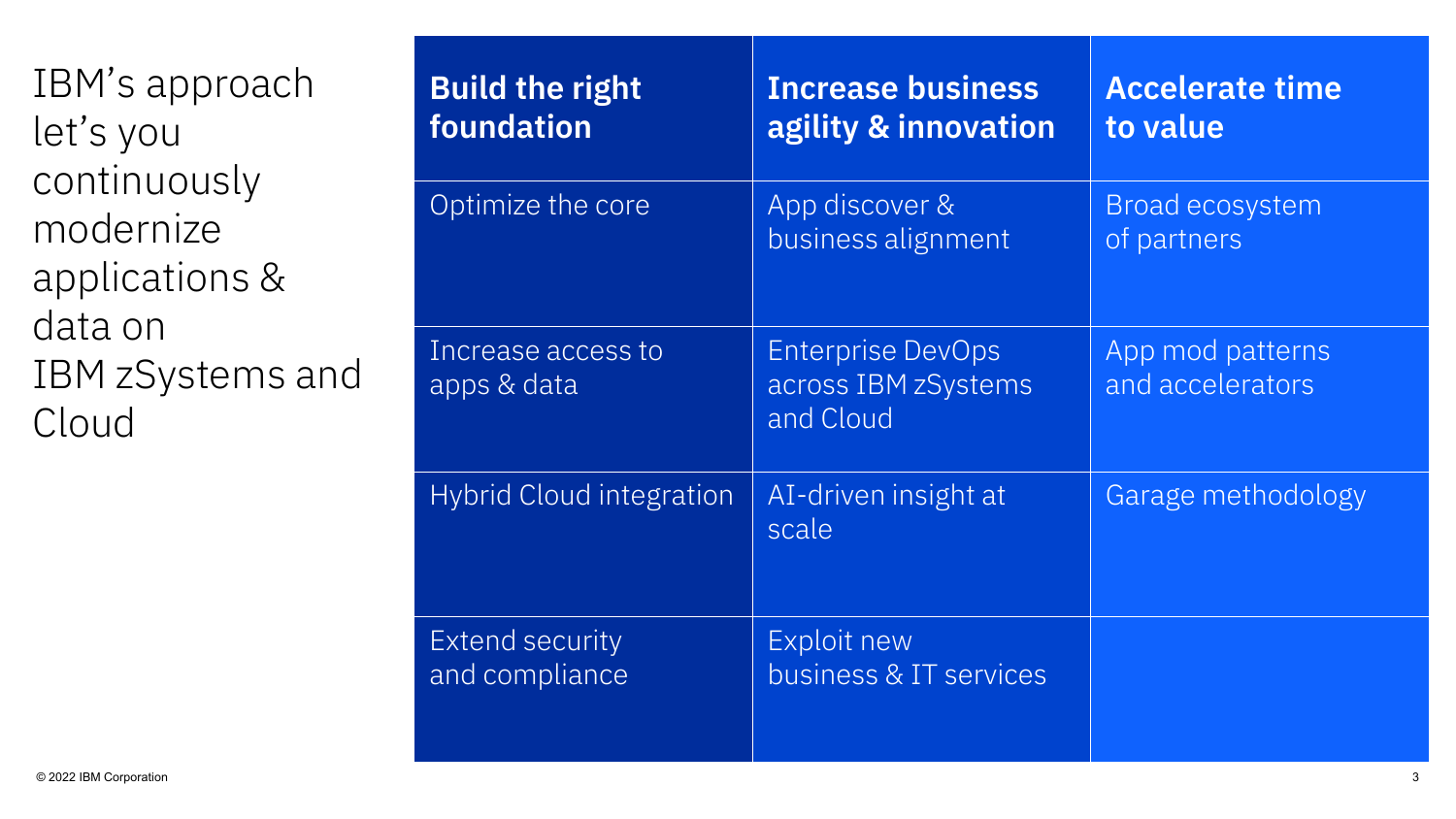# IBM's approach let's you continuously modernize applications & data on IBM zSystems and Cloud

| **Build the right foundation** | **Increase business agility & innovation** | **Accelerate time to value** |
|---|---|---|
| Optimize the core | App discover & business alignment | Broad ecosystem of partners |
| Increase access to apps & data | Enterprise DevOps across IBM zSystems and Cloud | App mod patterns and accelerators |
| Hybrid Cloud integration | AI-driven insight at scale | Garage methodology |
| Extend security and compliance | Exploit new business & IT services | |

© 2022 IBM Corporation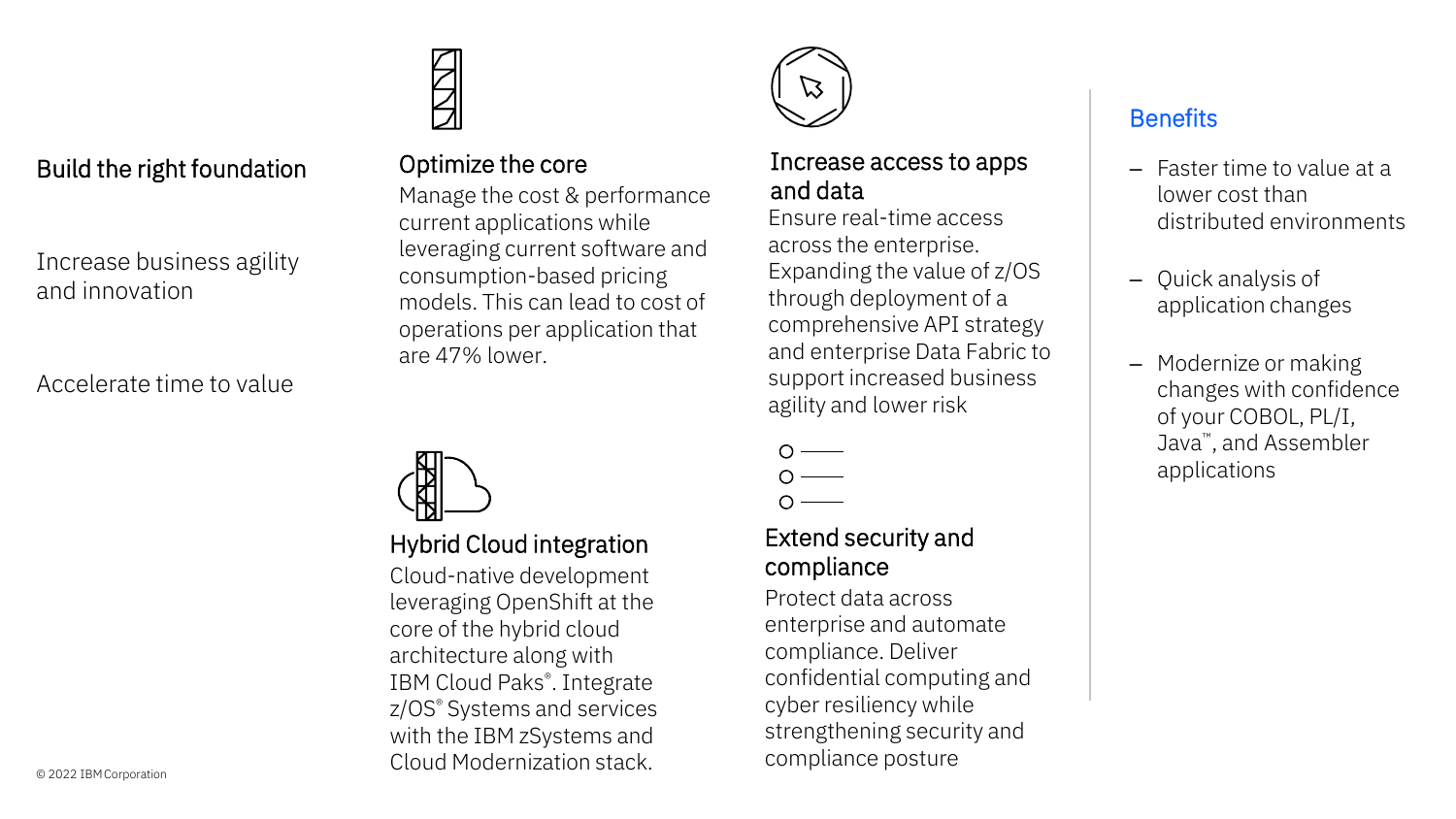## Build the right foundation

Increase business agility and innovation

Accelerate time to value

### Optimize the core

Manage the cost & performance current applications while leveraging current software and consumption-based pricing models. This can lead to cost of operations per application that are 47% lower.

### Increase access to apps and data

Ensure real-time access across the enterprise. Expanding the value of z/OS through deployment of a comprehensive API strategy and enterprise Data Fabric to support increased business agility and lower risk

### Hybrid Cloud integration

Cloud-native development leveraging OpenShift at the core of the hybrid cloud architecture along with IBM Cloud Paks®. Integrate z/OS® Systems and services with the IBM zSystems and Cloud Modernization stack.

### Extend security and compliance

Protect data across enterprise and automate compliance. Deliver confidential computing and cyber resiliency while strengthening security and compliance posture

### Benefits

- Faster time to value at a lower cost than distributed environments
- Quick analysis of application changes
- Modernize or making changes with confidence of your COBOL, PL/I, Java™, and Assembler applications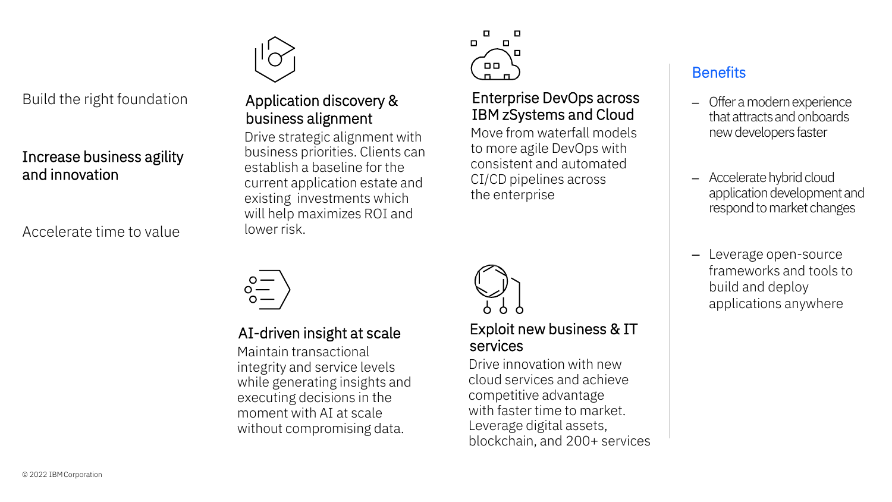Build the right foundation

**Increase business agility and innovation**

Accelerate time to value

### Application discovery & business alignment

Drive strategic alignment with business priorities. Clients can establish a baseline for the current application estate and existing investments which will help maximizes ROI and lower risk.

### Enterprise DevOps across IBM zSystems and Cloud

Move from waterfall models to more agile DevOps with consistent and automated CI/CD pipelines across the enterprise

### AI-driven insight at scale

Maintain transactional integrity and service levels while generating insights and executing decisions in the moment with AI at scale without compromising data.

### Exploit new business & IT services

Drive innovation with new cloud services and achieve competitive advantage with faster time to market. Leverage digital assets, blockchain, and 200+ services

## Benefits

- Offer a modern experience that attracts and onboards new developers faster
- Accelerate hybrid cloud application development and respond to market changes
- Leverage open-source frameworks and tools to build and deploy applications anywhere

© 2022 IBM Corporation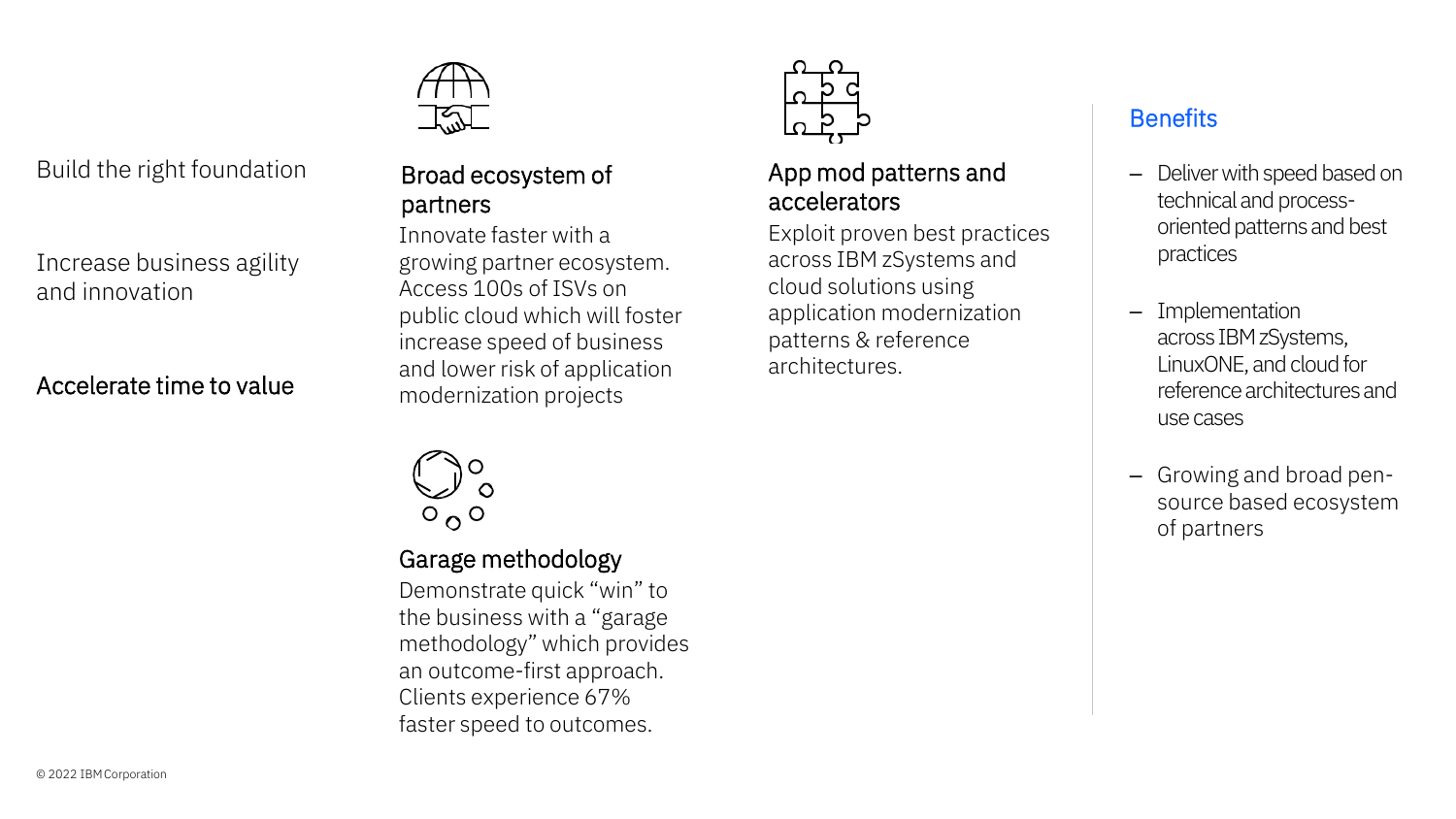Build the right foundation

Increase business agility and innovation

Accelerate time to value

### Broad ecosystem of partners

Innovate faster with a growing partner ecosystem. Access 100s of ISVs on public cloud which will foster increase speed of business and lower risk of application modernization projects

### Garage methodology

Demonstrate quick "win" to the business with a "garage methodology" which provides an outcome-first approach. Clients experience 67% faster speed to outcomes.

### App mod patterns and accelerators

Exploit proven best practices across IBM zSystems and cloud solutions using application modernization patterns & reference architectures.

## Benefits

- Deliver with speed based on technical and process-oriented patterns and best practices
- Implementation across IBM zSystems, LinuxONE, and cloud for reference architectures and use cases
- Growing and broad pen-source based ecosystem of partners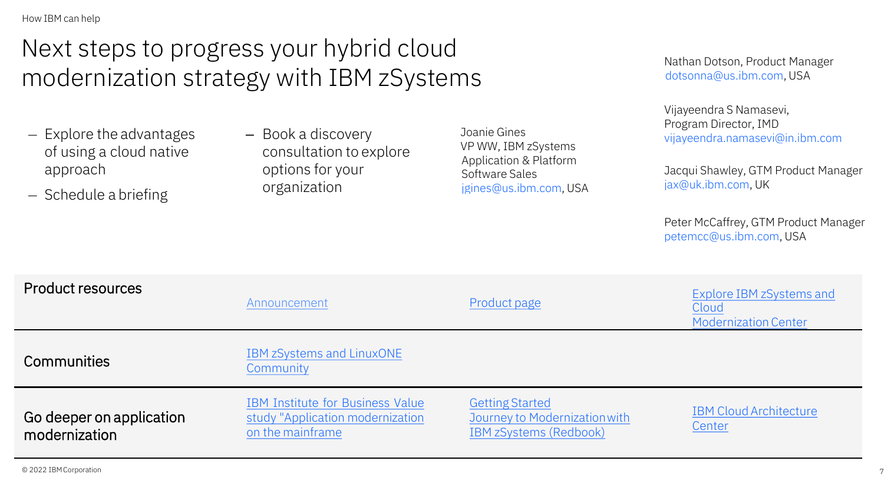# Next steps to progress your hybrid cloud modernization strategy with IBM zSystems

- Explore the advantages of using a cloud native approach
- Schedule a briefing
- Book a discovery consultation to explore options for your organization

Joanie Gines
VP WW, IBM zSystems Application & Platform Software Sales
jgines@us.ibm.com, USA

Nathan Dotson, Product Manager
dotsonna@us.ibm.com, USA

Vijayeendra S Namasevi, Program Director, IMD
vijayeendra.namasevi@in.ibm.com

Jacqui Shawley, GTM Product Manager
jax@uk.ibm.com, UK

Peter McCaffrey, GTM Product Manager
petemcc@us.ibm.com, USA

| | | | |
|---|---|---|---|
| Product resources | Announcement | Product page | Explore IBM zSystems and Cloud Modernization Center |
| Communities | IBM zSystems and LinuxONE Community | | |
| Go deeper on application modernization | IBM Institute for Business Value study "Application modernization on the mainframe | Getting Started Journey to Modernization with IBM zSystems (Redbook) | IBM Cloud Architecture Center |

© 2022 IBM Corporation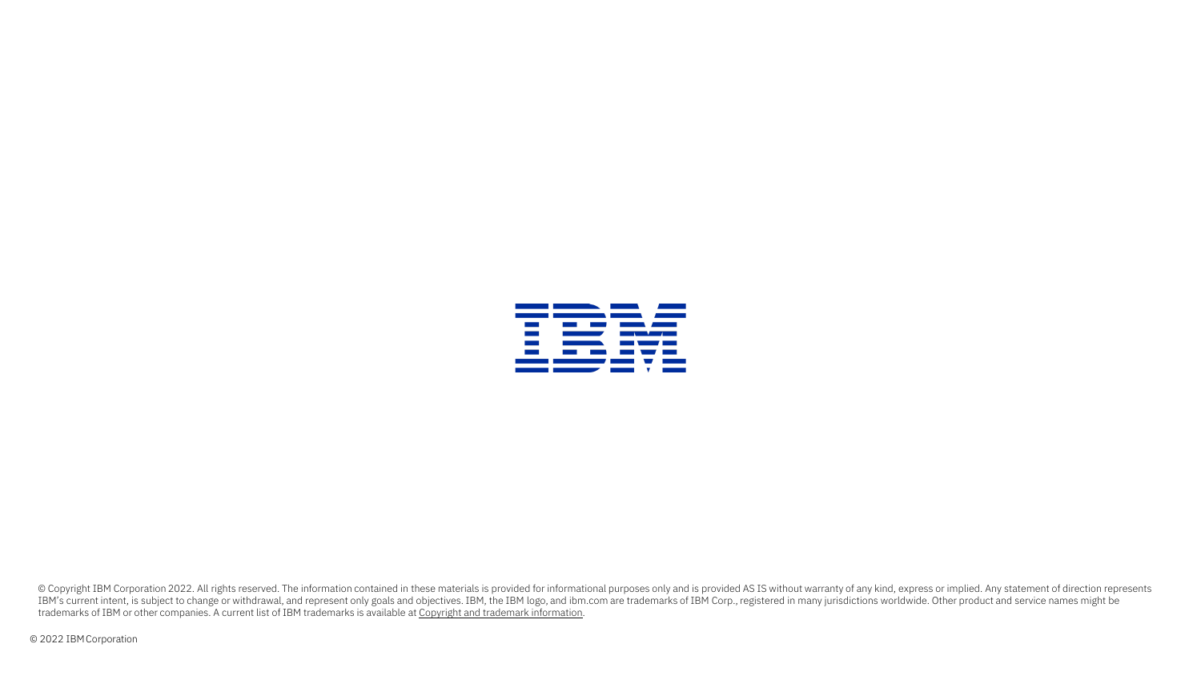IBM

© Copyright IBM Corporation 2022. All rights reserved. The information contained in these materials is provided for informational purposes only and is provided AS IS without warranty of any kind, express or implied. Any statement of direction represents IBM's current intent, is subject to change or withdrawal, and represent only goals and objectives. IBM, the IBM logo, and ibm.com are trademarks of IBM Corp., registered in many jurisdictions worldwide. Other product and service names might be trademarks of IBM or other companies. A current list of IBM trademarks is available at Copyright and trademark information.

© 2022 IBM Corporation